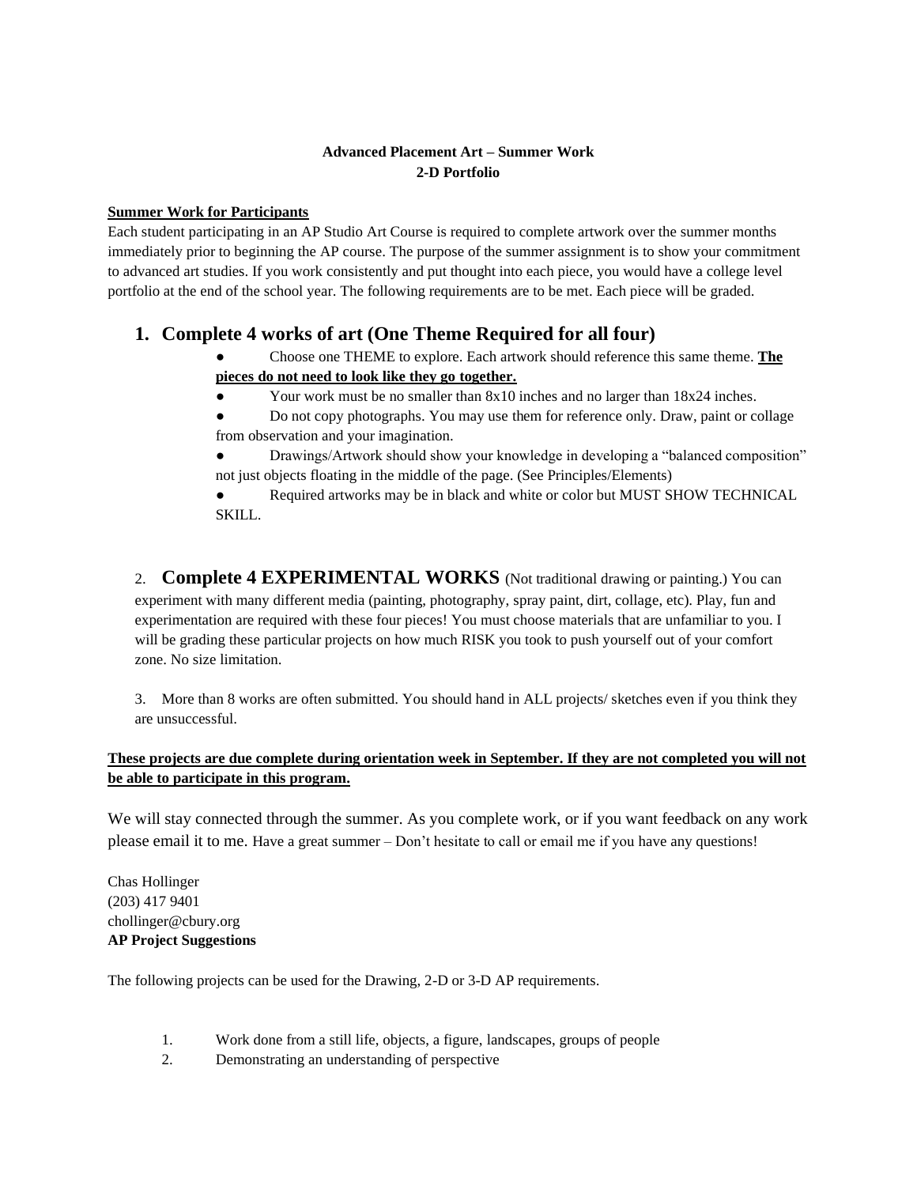**Advanced Placement Art – Summer Work**
**2-D Portfolio**

**Summer Work for Participants**

Each student participating in an AP Studio Art Course is required to complete artwork over the summer months immediately prior to beginning the AP course. The purpose of the summer assignment is to show your commitment to advanced art studies. If you work consistently and put thought into each piece, you would have a college level portfolio at the end of the school year. The following requirements are to be met. Each piece will be graded.

## 1. Complete 4 works of art (One Theme Required for all four)

- Choose one THEME to explore. Each artwork should reference this same theme. **The pieces do not need to look like they go together.**
- Your work must be no smaller than 8x10 inches and no larger than 18x24 inches.
- Do not copy photographs. You may use them for reference only. Draw, paint or collage from observation and your imagination.
- Drawings/Artwork should show your knowledge in developing a "balanced composition" not just objects floating in the middle of the page. (See Principles/Elements)
- Required artworks may be in black and white or color but MUST SHOW TECHNICAL SKILL.

2. **Complete 4 EXPERIMENTAL WORKS** (Not traditional drawing or painting.) You can experiment with many different media (painting, photography, spray paint, dirt, collage, etc). Play, fun and experimentation are required with these four pieces! You must choose materials that are unfamiliar to you. I will be grading these particular projects on how much RISK you took to push yourself out of your comfort zone. No size limitation.

3. More than 8 works are often submitted. You should hand in ALL projects/ sketches even if you think they are unsuccessful.

**These projects are due complete during orientation week in September. If they are not completed you will not be able to participate in this program.**

We will stay connected through the summer. As you complete work, or if you want feedback on any work please email it to me. Have a great summer – Don't hesitate to call or email me if you have any questions!

Chas Hollinger
(203) 417 9401
chollinger@cbury.org

**AP Project Suggestions**

The following projects can be used for the Drawing, 2-D or 3-D AP requirements.

1. Work done from a still life, objects, a figure, landscapes, groups of people
2. Demonstrating an understanding of perspective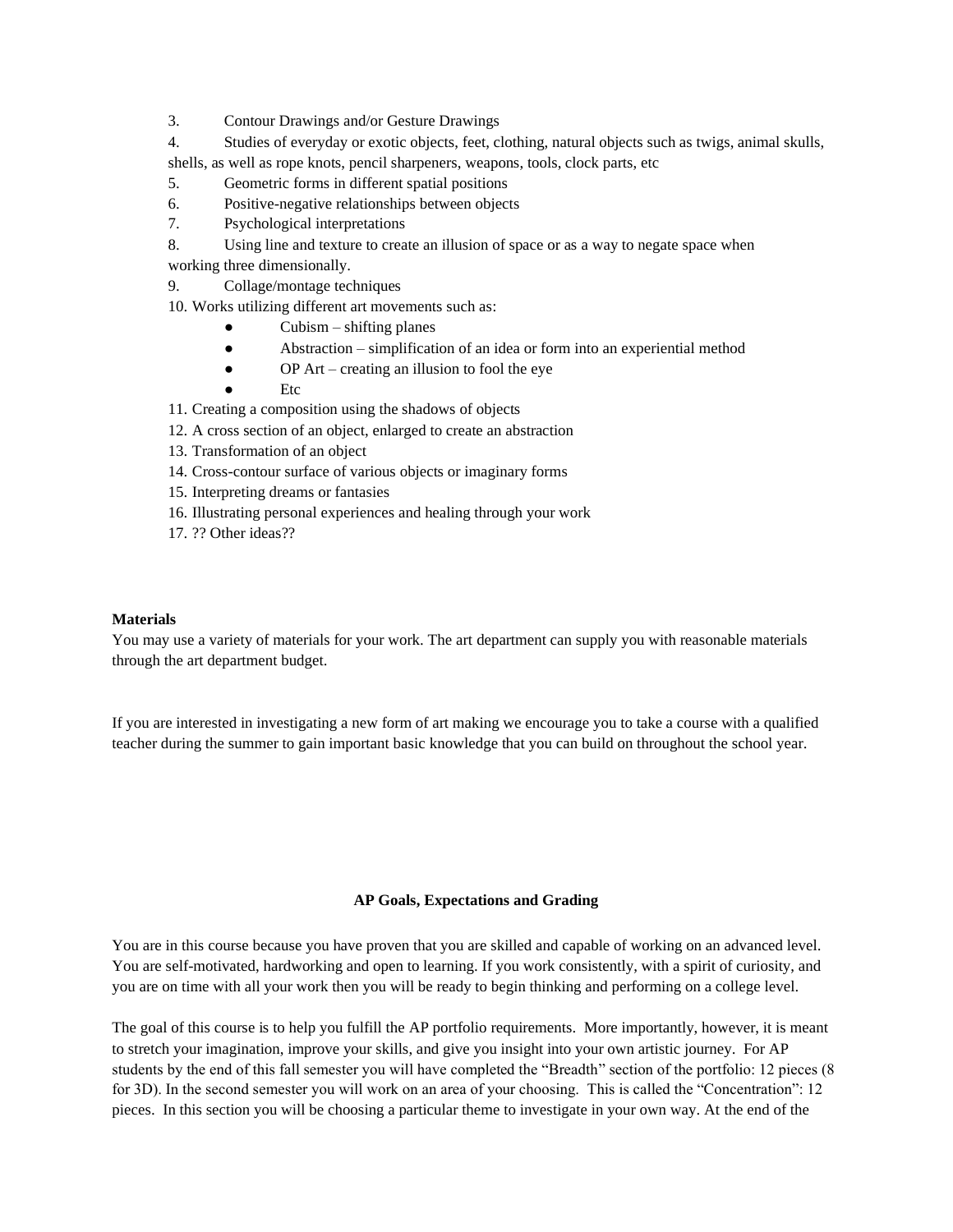3. Contour Drawings and/or Gesture Drawings
4. Studies of everyday or exotic objects, feet, clothing, natural objects such as twigs, animal skulls, shells, as well as rope knots, pencil sharpeners, weapons, tools, clock parts, etc
5. Geometric forms in different spatial positions
6. Positive-negative relationships between objects
7. Psychological interpretations
8. Using line and texture to create an illusion of space or as a way to negate space when working three dimensionally.
9. Collage/montage techniques
10. Works utilizing different art movements such as:
    - Cubism – shifting planes
    - Abstraction – simplification of an idea or form into an experiential method
    - OP Art – creating an illusion to fool the eye
    - Etc
11. Creating a composition using the shadows of objects
12. A cross section of an object, enlarged to create an abstraction
13. Transformation of an object
14. Cross-contour surface of various objects or imaginary forms
15. Interpreting dreams or fantasies
16. Illustrating personal experiences and healing through your work
17. ?? Other ideas??

**Materials**

You may use a variety of materials for your work. The art department can supply you with reasonable materials through the art department budget.

If you are interested in investigating a new form of art making we encourage you to take a course with a qualified teacher during the summer to gain important basic knowledge that you can build on throughout the school year.

## AP Goals, Expectations and Grading

You are in this course because you have proven that you are skilled and capable of working on an advanced level. You are self-motivated, hardworking and open to learning. If you work consistently, with a spirit of curiosity, and you are on time with all your work then you will be ready to begin thinking and performing on a college level.

The goal of this course is to help you fulfill the AP portfolio requirements. More importantly, however, it is meant to stretch your imagination, improve your skills, and give you insight into your own artistic journey. For AP students by the end of this fall semester you will have completed the "Breadth" section of the portfolio: 12 pieces (8 for 3D). In the second semester you will work on an area of your choosing. This is called the "Concentration": 12 pieces. In this section you will be choosing a particular theme to investigate in your own way. At the end of the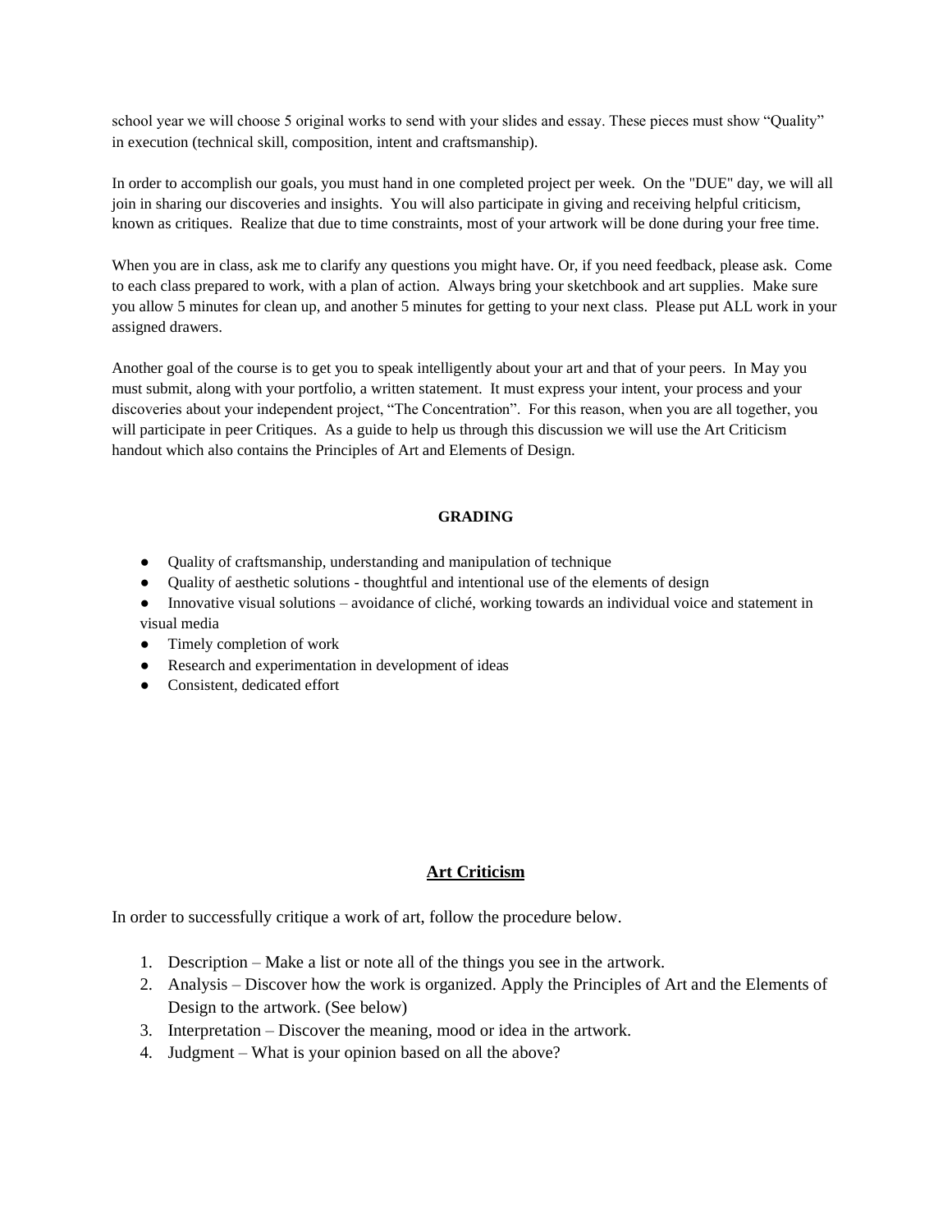school year we will choose 5 original works to send with your slides and essay. These pieces must show "Quality" in execution (technical skill, composition, intent and craftsmanship).

In order to accomplish our goals, you must hand in one completed project per week. On the "DUE" day, we will all join in sharing our discoveries and insights. You will also participate in giving and receiving helpful criticism, known as critiques. Realize that due to time constraints, most of your artwork will be done during your free time.

When you are in class, ask me to clarify any questions you might have. Or, if you need feedback, please ask. Come to each class prepared to work, with a plan of action. Always bring your sketchbook and art supplies. Make sure you allow 5 minutes for clean up, and another 5 minutes for getting to your next class. Please put ALL work in your assigned drawers.

Another goal of the course is to get you to speak intelligently about your art and that of your peers. In May you must submit, along with your portfolio, a written statement. It must express your intent, your process and your discoveries about your independent project, "The Concentration". For this reason, when you are all together, you will participate in peer Critiques. As a guide to help us through this discussion we will use the Art Criticism handout which also contains the Principles of Art and Elements of Design.

**GRADING**

- Quality of craftsmanship, understanding and manipulation of technique
- Quality of aesthetic solutions - thoughtful and intentional use of the elements of design
- Innovative visual solutions – avoidance of cliché, working towards an individual voice and statement in visual media
- Timely completion of work
- Research and experimentation in development of ideas
- Consistent, dedicated effort

## Art Criticism

In order to successfully critique a work of art, follow the procedure below.

1. Description – Make a list or note all of the things you see in the artwork.
2. Analysis – Discover how the work is organized. Apply the Principles of Art and the Elements of Design to the artwork. (See below)
3. Interpretation – Discover the meaning, mood or idea in the artwork.
4. Judgment – What is your opinion based on all the above?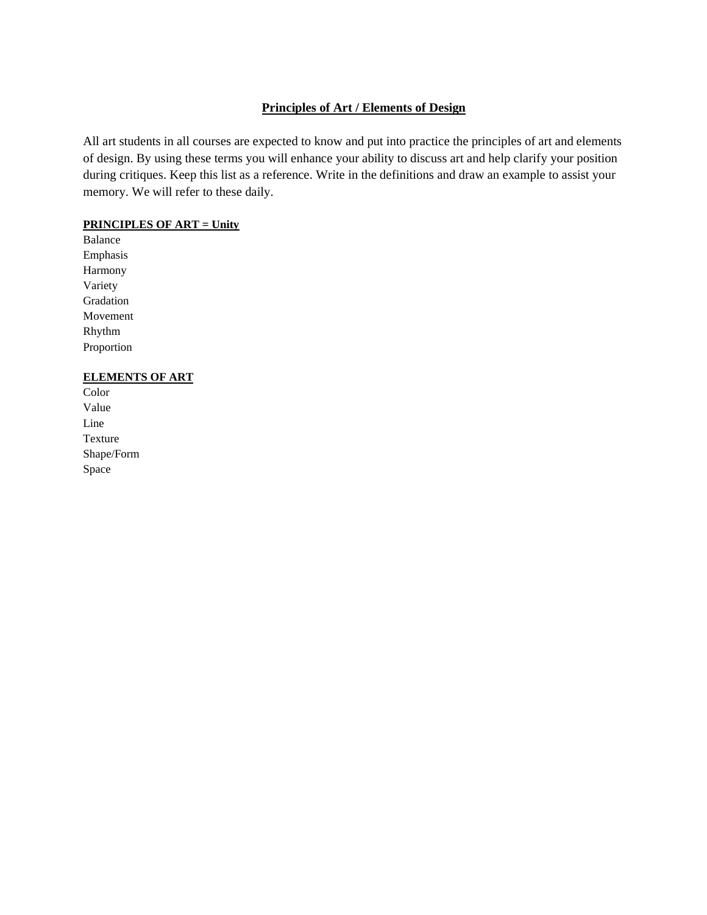# Principles of Art / Elements of Design

All art students in all courses are expected to know and put into practice the principles of art and elements of design. By using these terms you will enhance your ability to discuss art and help clarify your position during critiques. Keep this list as a reference. Write in the definitions and draw an example to assist your memory. We will refer to these daily.

**PRINCIPLES OF ART = Unity**

Balance
Emphasis
Harmony
Variety
Gradation
Movement
Rhythm
Proportion

**ELEMENTS OF ART**

Color
Value
Line
Texture
Shape/Form
Space